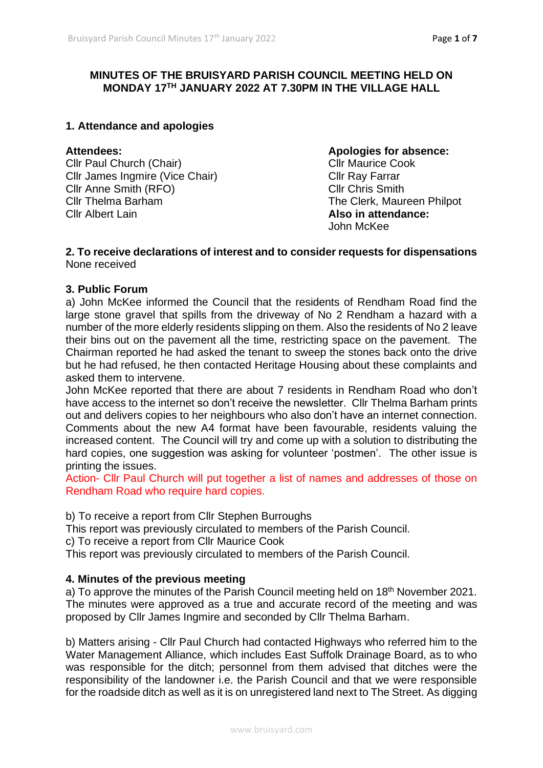**MINUTES OF THE BRUISYARD PARISH COUNCIL MEETING HELD ON MONDAY 17TH JANUARY 2022 AT 7.30PM IN THE VILLAGE HALL**

## 1. Attendance and apologies

**Attendees:**
Cllr Paul Church (Chair)
Cllr James Ingmire (Vice Chair)
Cllr Anne Smith (RFO)
Cllr Thelma Barham
Cllr Albert Lain

**Apologies for absence:**
Cllr Maurice Cook
Cllr Ray Farrar
Cllr Chris Smith
The Clerk, Maureen Philpot

**Also in attendance:**
John McKee

## 2. To receive declarations of interest and to consider requests for dispensations

None received

## 3. Public Forum

a) John McKee informed the Council that the residents of Rendham Road find the large stone gravel that spills from the driveway of No 2 Rendham a hazard with a number of the more elderly residents slipping on them. Also the residents of No 2 leave their bins out on the pavement all the time, restricting space on the pavement. The Chairman reported he had asked the tenant to sweep the stones back onto the drive but he had refused, he then contacted Heritage Housing about these complaints and asked them to intervene.

John McKee reported that there are about 7 residents in Rendham Road who don't have access to the internet so don't receive the newsletter. Cllr Thelma Barham prints out and delivers copies to her neighbours who also don't have an internet connection. Comments about the new A4 format have been favourable, residents valuing the increased content. The Council will try and come up with a solution to distributing the hard copies, one suggestion was asking for volunteer 'postmen'. The other issue is printing the issues.

Action- Cllr Paul Church will put together a list of names and addresses of those on Rendham Road who require hard copies.

b) To receive a report from Cllr Stephen Burroughs
This report was previously circulated to members of the Parish Council.

c) To receive a report from Cllr Maurice Cook
This report was previously circulated to members of the Parish Council.

## 4. Minutes of the previous meeting

a) To approve the minutes of the Parish Council meeting held on 18th November 2021. The minutes were approved as a true and accurate record of the meeting and was proposed by Cllr James Ingmire and seconded by Cllr Thelma Barham.

b) Matters arising - Cllr Paul Church had contacted Highways who referred him to the Water Management Alliance, which includes East Suffolk Drainage Board, as to who was responsible for the ditch; personnel from them advised that ditches were the responsibility of the landowner i.e. the Parish Council and that we were responsible for the roadside ditch as well as it is on unregistered land next to The Street. As digging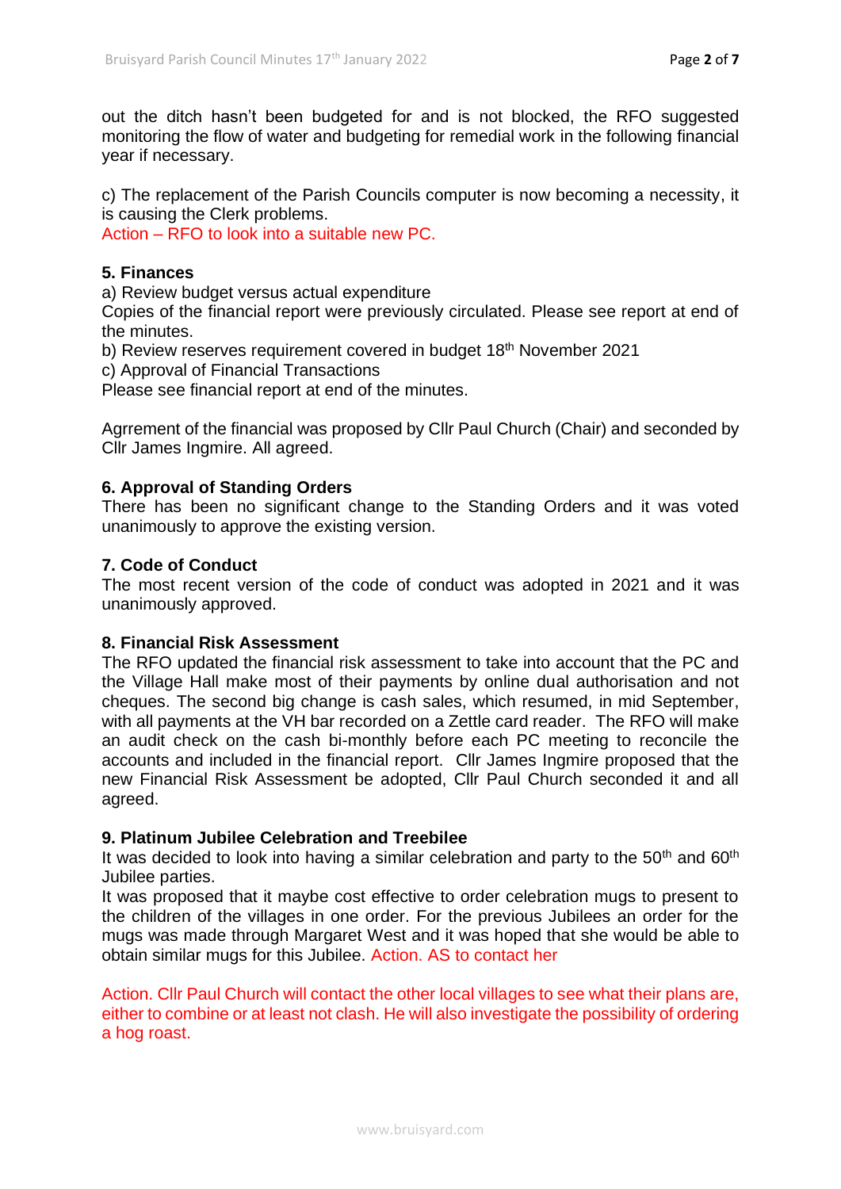out the ditch hasn't been budgeted for and is not blocked, the RFO suggested monitoring the flow of water and budgeting for remedial work in the following financial year if necessary.

c) The replacement of the Parish Councils computer is now becoming a necessity, it is causing the Clerk problems.
Action – RFO to look into a suitable new PC.

**5. Finances**

a) Review budget versus actual expenditure
Copies of the financial report were previously circulated. Please see report at end of the minutes.
b) Review reserves requirement covered in budget 18th November 2021
c) Approval of Financial Transactions
Please see financial report at end of the minutes.

Agrrement of the financial was proposed by Cllr Paul Church (Chair) and seconded by Cllr James Ingmire. All agreed.

**6. Approval of Standing Orders**

There has been no significant change to the Standing Orders and it was voted unanimously to approve the existing version.

**7. Code of Conduct**

The most recent version of the code of conduct was adopted in 2021 and it was unanimously approved.

**8. Financial Risk Assessment**

The RFO updated the financial risk assessment to take into account that the PC and the Village Hall make most of their payments by online dual authorisation and not cheques. The second big change is cash sales, which resumed, in mid September, with all payments at the VH bar recorded on a Zettle card reader. The RFO will make an audit check on the cash bi-monthly before each PC meeting to reconcile the accounts and included in the financial report. Cllr James Ingmire proposed that the new Financial Risk Assessment be adopted, Cllr Paul Church seconded it and all agreed.

**9. Platinum Jubilee Celebration and Treebilee**

It was decided to look into having a similar celebration and party to the 50th and 60th Jubilee parties.
It was proposed that it maybe cost effective to order celebration mugs to present to the children of the villages in one order. For the previous Jubilees an order for the mugs was made through Margaret West and it was hoped that she would be able to obtain similar mugs for this Jubilee. Action. AS to contact her

Action. Cllr Paul Church will contact the other local villages to see what their plans are, either to combine or at least not clash. He will also investigate the possibility of ordering a hog roast.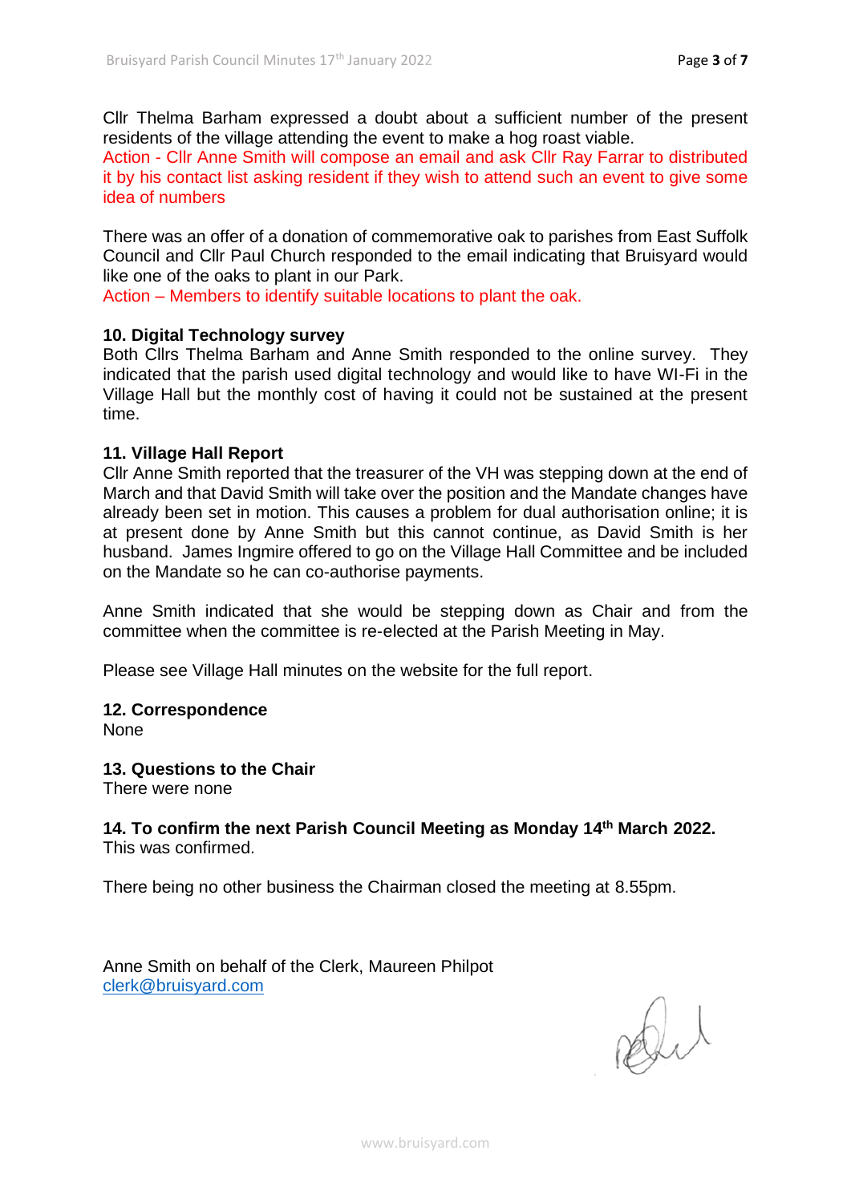Cllr Thelma Barham expressed a doubt about a sufficient number of the present residents of the village attending the event to make a hog roast viable.
Action - Cllr Anne Smith will compose an email and ask Cllr Ray Farrar to distributed it by his contact list asking resident if they wish to attend such an event to give some idea of numbers

There was an offer of a donation of commemorative oak to parishes from East Suffolk Council and Cllr Paul Church responded to the email indicating that Bruisyard would like one of the oaks to plant in our Park.
Action – Members to identify suitable locations to plant the oak.

**10. Digital Technology survey**
Both Cllrs Thelma Barham and Anne Smith responded to the online survey. They indicated that the parish used digital technology and would like to have WI-Fi in the Village Hall but the monthly cost of having it could not be sustained at the present time.

**11. Village Hall Report**
Cllr Anne Smith reported that the treasurer of the VH was stepping down at the end of March and that David Smith will take over the position and the Mandate changes have already been set in motion. This causes a problem for dual authorisation online; it is at present done by Anne Smith but this cannot continue, as David Smith is her husband. James Ingmire offered to go on the Village Hall Committee and be included on the Mandate so he can co-authorise payments.

Anne Smith indicated that she would be stepping down as Chair and from the committee when the committee is re-elected at the Parish Meeting in May.

Please see Village Hall minutes on the website for the full report.

**12. Correspondence**
None

**13. Questions to the Chair**
There were none

**14. To confirm the next Parish Council Meeting as Monday 14th March 2022.**
This was confirmed.

There being no other business the Chairman closed the meeting at 8.55pm.

Anne Smith on behalf of the Clerk, Maureen Philpot
clerk@bruisyard.com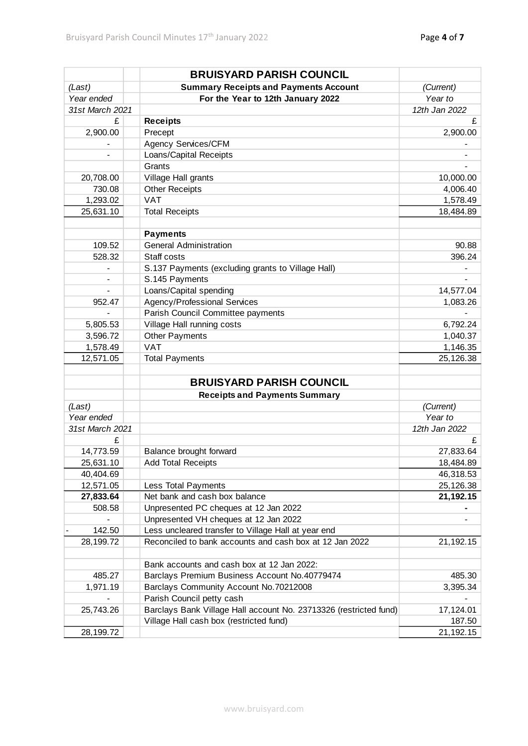| | | BRUISYARD PARISH COUNCIL | |
|---|---|---|---|
| *(Last)* | | **Summary Receipts and Payments Account** | *(Current)* |
| *Year ended* | | **For the Year to 12th January 2022** | *Year to* |
| *31st March 2021* | | | *12th Jan 2022* |
| £ | | **Receipts** | £ |
| 2,900.00 | | Precept | 2,900.00 |
| - | | Agency Services/CFM | - |
| - | | Loans/Capital Receipts | - |
| | | Grants | - |
| 20,708.00 | | Village Hall grants | 10,000.00 |
| 730.08 | | Other Receipts | 4,006.40 |
| 1,293.02 | | VAT | 1,578.49 |
| 25,631.10 | | Total Receipts | 18,484.89 |
| | | | |
| | | **Payments** | |
| 109.52 | | General Administration | 90.88 |
| 528.32 | | Staff costs | 396.24 |
| - | | S.137 Payments (excluding grants to Village Hall) | - |
| - | | S.145 Payments | - |
| - | | Loans/Capital spending | 14,577.04 |
| 952.47 | | Agency/Professional Services | 1,083.26 |
| - | | Parish Council Committee payments | - |
| 5,805.53 | | Village Hall running costs | 6,792.24 |
| 3,596.72 | | Other Payments | 1,040.37 |
| 1,578.49 | | VAT | 1,146.35 |
| 12,571.05 | | Total Payments | 25,126.38 |

| | | BRUISYARD PARISH COUNCIL | |
|---|---|---|---|
| | | **Receipts and Payments Summary** | |
| *(Last)* | | | *(Current)* |
| *Year ended* | | | *Year to* |
| *31st March 2021* | | | *12th Jan 2022* |
| £ | | | £ |
| 14,773.59 | | Balance brought forward | 27,833.64 |
| 25,631.10 | | Add Total Receipts | 18,484.89 |
| 40,404.69 | | | 46,318.53 |
| 12,571.05 | | Less Total Payments | 25,126.38 |
| **27,833.64** | | Net bank and cash box balance | **21,192.15** |
| 508.58 | | Unpresented PC cheques at 12 Jan 2022 | **-** |
| - | | Unpresented VH cheques at 12 Jan 2022 | - |
| - 142.50 | | Less uncleared transfer to Village Hall at year end | |
| 28,199.72 | | Reconciled to bank accounts and cash box at 12 Jan 2022 | 21,192.15 |
| | | | |
| | | Bank accounts and cash box at 12 Jan 2022: | |
| 485.27 | | Barclays Premium Business Account No.40779474 | 485.30 |
| 1,971.19 | | Barclays Community Account No.70212008 | 3,395.34 |
| - | | Parish Council petty cash | - |
| 25,743.26 | | Barclays Bank Village Hall account No. 23713326 (restricted fund) | 17,124.01 |
| | | Village Hall cash box (restricted fund) | 187.50 |
| 28,199.72 | | | 21,192.15 |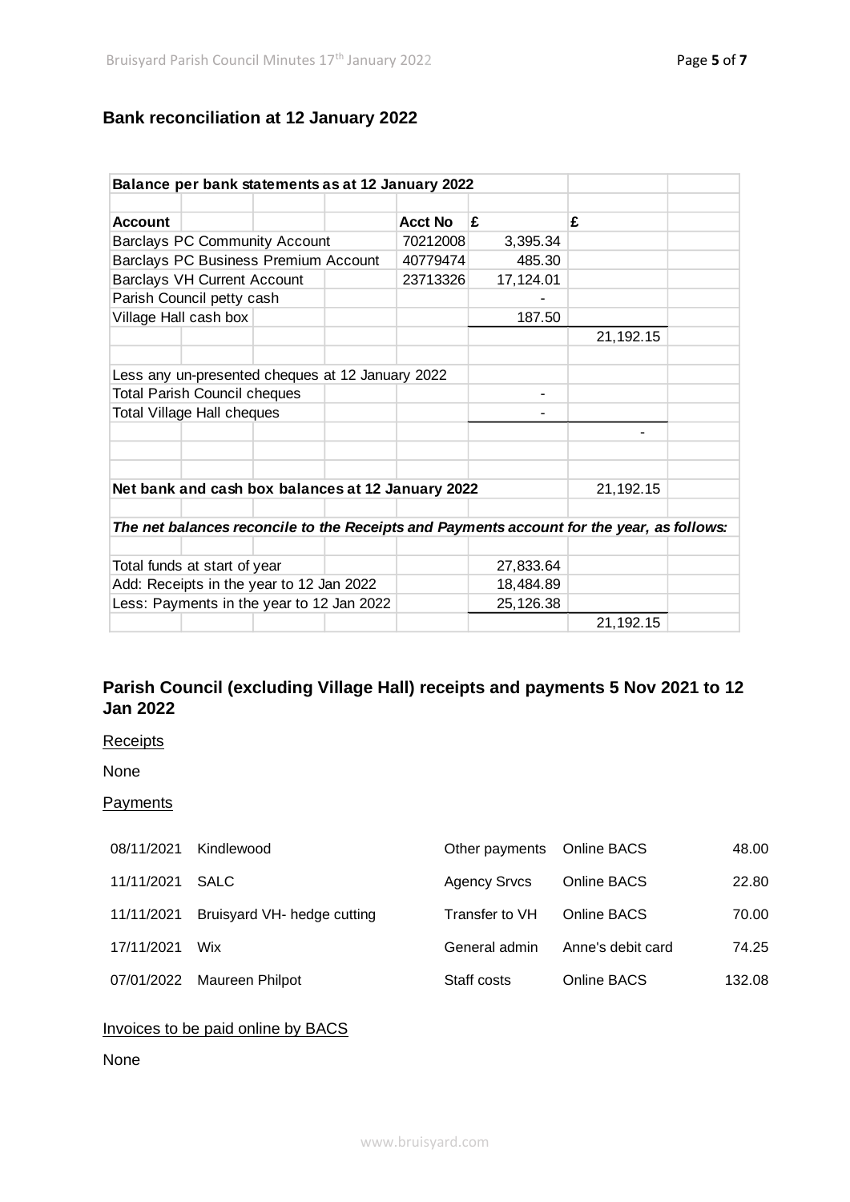## Bank reconciliation at 12 January 2022

| **Balance per bank statements as at 12 January 2022** | | | |
|---|---|---|---|
| **Account** | **Acct No** | **£** | **£** |
| Barclays PC Community Account | 70212008 | 3,395.34 | |
| Barclays PC Business Premium Account | 40779474 | 485.30 | |
| Barclays VH Current Account | 23713326 | 17,124.01 | |
| Parish Council petty cash | | - | |
| Village Hall cash box | | 187.50 | |
| | | | 21,192.15 |
| Less any un-presented cheques at 12 January 2022 | | | |
| Total Parish Council cheques | | - | |
| Total Village Hall cheques | | - | |
| | | | - |
| **Net bank and cash box balances at 12 January 2022** | | | 21,192.15 |
| ***The net balances reconcile to the Receipts and Payments account for the year, as follows:*** | | | |
| Total funds at start of year | | 27,833.64 | |
| Add: Receipts in the year to 12 Jan 2022 | | 18,484.89 | |
| Less: Payments in the year to 12 Jan 2022 | | 25,126.38 | |
| | | | 21,192.15 |

## Parish Council (excluding Village Hall) receipts and payments 5 Nov 2021 to 12 Jan 2022

Receipts

None

Payments

| | | | | |
|---|---|---|---|---|
| 08/11/2021 | Kindlewood | Other payments | Online BACS | 48.00 |
| 11/11/2021 | SALC | Agency Srvcs | Online BACS | 22.80 |
| 11/11/2021 | Bruisyard VH- hedge cutting | Transfer to VH | Online BACS | 70.00 |
| 17/11/2021 | Wix | General admin | Anne's debit card | 74.25 |
| 07/01/2022 | Maureen Philpot | Staff costs | Online BACS | 132.08 |

Invoices to be paid online by BACS

None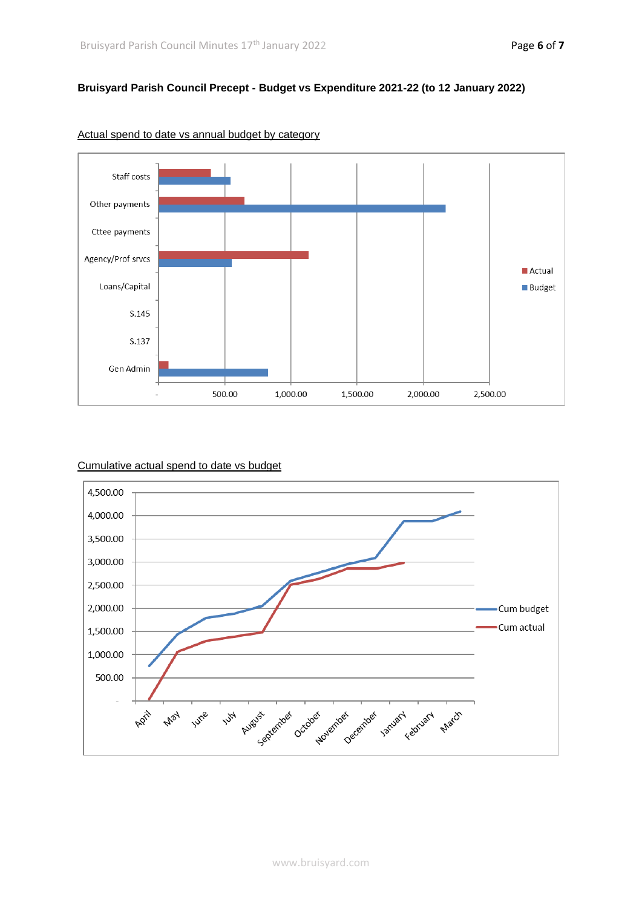**Bruisyard Parish Council Precept - Budget vs Expenditure 2021-22 (to 12 January 2022)**

Actual spend to date vs annual budget by category

Cumulative actual spend to date vs budget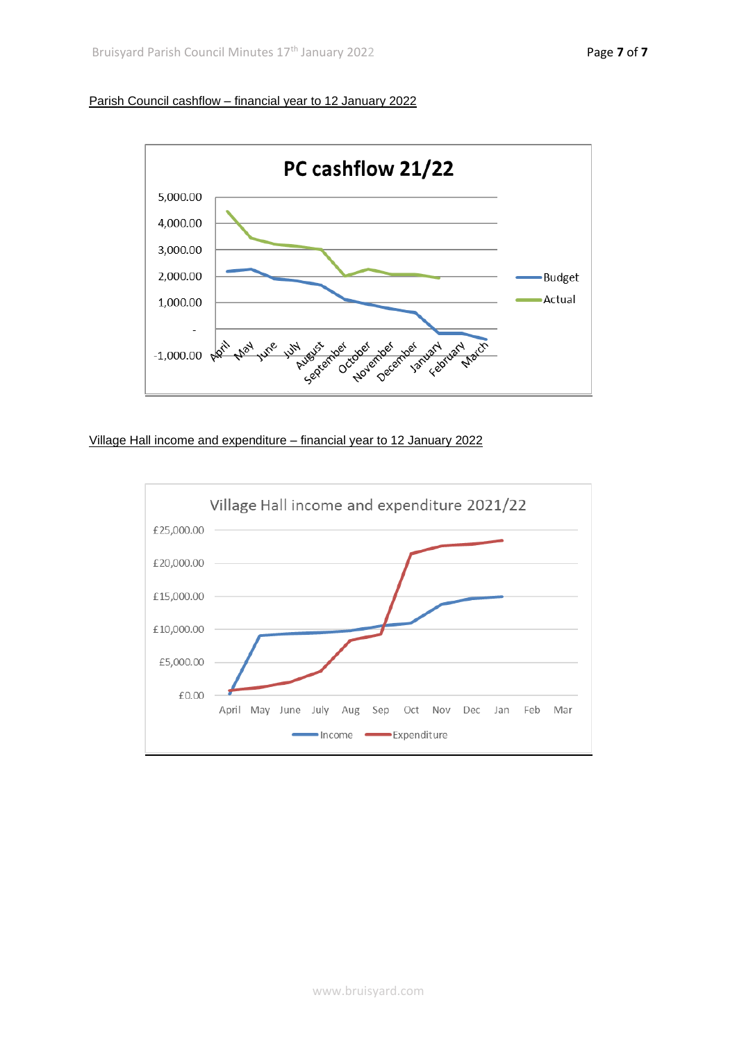Parish Council cashflow – financial year to 12 January 2022

PC cashflow 21/22

5,000.00
4,000.00
3,000.00
2,000.00
1,000.00
-
-1,000.00

April
May
June
July
August
September
October
November
December
January
February
March

Budget
Actual

Village Hall income and expenditure – financial year to 12 January 2022

Village Hall income and expenditure 2021/22

£25,000.00
£20,000.00
£15,000.00
£10,000.00
£5,000.00
£0.00

April
May
June
July
Aug
Sep
Oct
Nov
Dec
Jan
Feb
Mar

Income
Expenditure